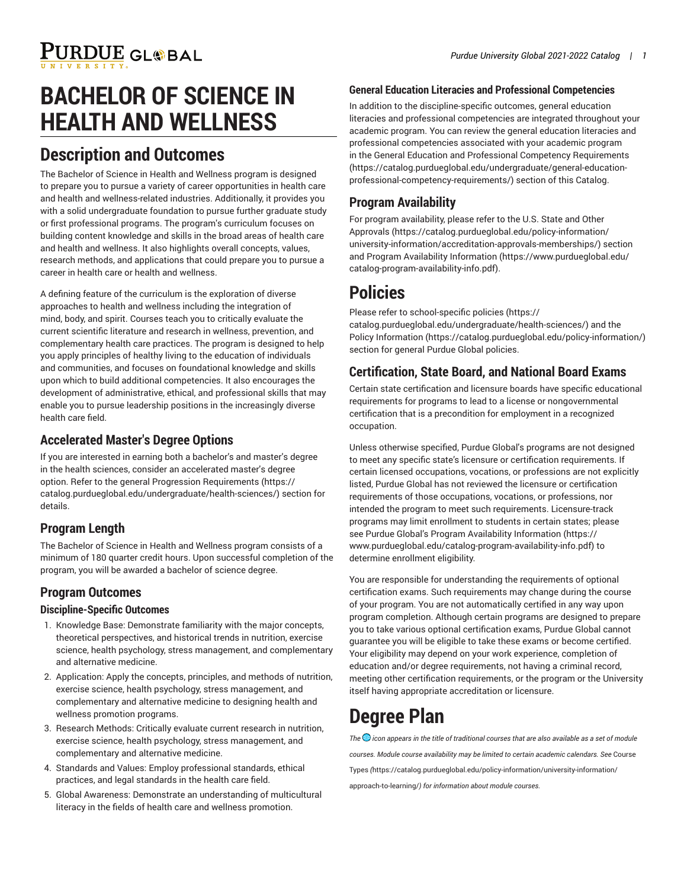# BACHELOR OF SCIENCE IN HEALTH AND WELLNESS

## Description and Outcomes

The Bachelor of Science in Health and Wellness program is designed to prepare you to pursue a variety of career opportunities in health care and health and wellness-related industries. Additionally, it provides you with a solid undergraduate foundation to pursue further graduate study or first professional programs. The program's curriculum focuses on building content knowledge and skills in the broad areas of health care and health and wellness. It also highlights overall concepts, values, research methods, and applications that could prepare you to pursue a career in health care or health and wellness.

A defining feature of the curriculum is the exploration of diverse approaches to health and wellness including the integration of mind, body, and spirit. Courses teach you to critically evaluate the current scientific literature and research in wellness, prevention, and complementary health care practices. The program is designed to help you apply principles of healthy living to the education of individuals and communities, and focuses on foundational knowledge and skills upon which to build additional competencies. It also encourages the development of administrative, ethical, and professional skills that may enable you to pursue leadership positions in the increasingly diverse health care field.

### Accelerated Master's Degree Options

If you are interested in earning both a bachelor's and master's degree in the health sciences, consider an accelerated master's degree option. Refer to the general Progression Requirements (https://catalog.purdueglobal.edu/undergraduate/health-sciences/) section for details.

### Program Length

The Bachelor of Science in Health and Wellness program consists of a minimum of 180 quarter credit hours. Upon successful completion of the program, you will be awarded a bachelor of science degree.

### Program Outcomes

#### Discipline-Specific Outcomes

1. Knowledge Base: Demonstrate familiarity with the major concepts, theoretical perspectives, and historical trends in nutrition, exercise science, health psychology, stress management, and complementary and alternative medicine.
2. Application: Apply the concepts, principles, and methods of nutrition, exercise science, health psychology, stress management, and complementary and alternative medicine to designing health and wellness promotion programs.
3. Research Methods: Critically evaluate current research in nutrition, exercise science, health psychology, stress management, and complementary and alternative medicine.
4. Standards and Values: Employ professional standards, ethical practices, and legal standards in the health care field.
5. Global Awareness: Demonstrate an understanding of multicultural literacy in the fields of health care and wellness promotion.

#### General Education Literacies and Professional Competencies

In addition to the discipline-specific outcomes, general education literacies and professional competencies are integrated throughout your academic program. You can review the general education literacies and professional competencies associated with your academic program in the General Education and Professional Competency Requirements (https://catalog.purdueglobal.edu/undergraduate/general-education-professional-competency-requirements/) section of this Catalog.

### Program Availability

For program availability, please refer to the U.S. State and Other Approvals (https://catalog.purdueglobal.edu/policy-information/university-information/accreditation-approvals-memberships/) section and Program Availability Information (https://www.purdueglobal.edu/catalog-program-availability-info.pdf).

## Policies

Please refer to school-specific policies (https://catalog.purdueglobal.edu/undergraduate/health-sciences/) and the Policy Information (https://catalog.purdueglobal.edu/policy-information/) section for general Purdue Global policies.

### Certification, State Board, and National Board Exams

Certain state certification and licensure boards have specific educational requirements for programs to lead to a license or nongovernmental certification that is a precondition for employment in a recognized occupation.

Unless otherwise specified, Purdue Global's programs are not designed to meet any specific state's licensure or certification requirements. If certain licensed occupations, vocations, or professions are not explicitly listed, Purdue Global has not reviewed the licensure or certification requirements of those occupations, vocations, or professions, nor intended the program to meet such requirements. Licensure-track programs may limit enrollment to students in certain states; please see Purdue Global's Program Availability Information (https://www.purdueglobal.edu/catalog-program-availability-info.pdf) to determine enrollment eligibility.

You are responsible for understanding the requirements of optional certification exams. Such requirements may change during the course of your program. You are not automatically certified in any way upon program completion. Although certain programs are designed to prepare you to take various optional certification exams, Purdue Global cannot guarantee you will be eligible to take these exams or become certified. Your eligibility may depend on your work experience, completion of education and/or degree requirements, not having a criminal record, meeting other certification requirements, or the program or the University itself having appropriate accreditation or licensure.

## Degree Plan

*The icon appears in the title of traditional courses that are also available as a set of module courses. Module course availability may be limited to certain academic calendars. See* Course Types *(https://catalog.purdueglobal.edu/policy-information/university-information/approach-to-learning/) for information about module courses.*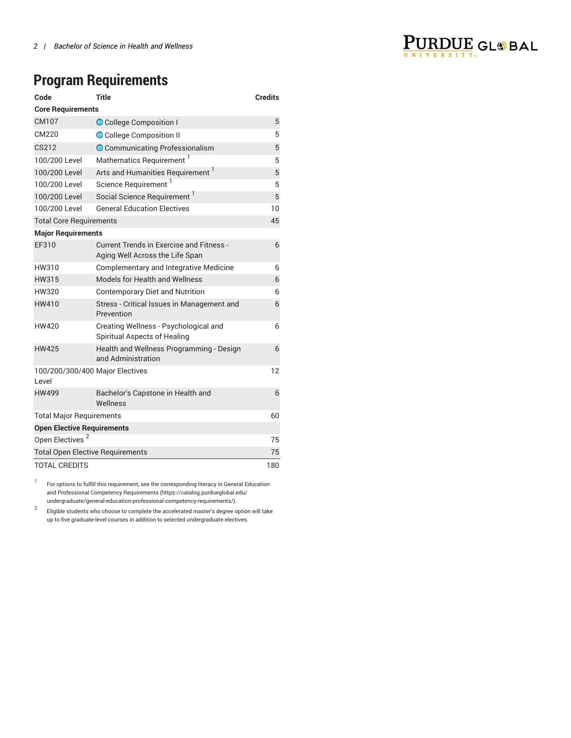## Program Requirements

| Code | Title | Credits |
|---|---|---|
| **Core Requirements** | | |
| CM107 | College Composition I | 5 |
| CM220 | College Composition II | 5 |
| CS212 | Communicating Professionalism | 5 |
| 100/200 Level | Mathematics Requirement [1] | 5 |
| 100/200 Level | Arts and Humanities Requirement [1] | 5 |
| 100/200 Level | Science Requirement [1] | 5 |
| 100/200 Level | Social Science Requirement [1] | 5 |
| 100/200 Level | General Education Electives | 10 |
| Total Core Requirements | | 45 |
| **Major Requirements** | | |
| EF310 | Current Trends in Exercise and Fitness - Aging Well Across the Life Span | 6 |
| HW310 | Complementary and Integrative Medicine | 6 |
| HW315 | Models for Health and Wellness | 6 |
| HW320 | Contemporary Diet and Nutrition | 6 |
| HW410 | Stress - Critical Issues in Management and Prevention | 6 |
| HW420 | Creating Wellness - Psychological and Spiritual Aspects of Healing | 6 |
| HW425 | Health and Wellness Programming - Design and Administration | 6 |
| 100/200/300/400 Level | Major Electives | 12 |
| HW499 | Bachelor's Capstone in Health and Wellness | 6 |
| Total Major Requirements | | 60 |
| **Open Elective Requirements** | | |
| Open Electives [2] | | 75 |
| Total Open Elective Requirements | | 75 |
| TOTAL CREDITS | | 180 |

[1] For options to fulfill this requirement, see the corresponding literacy in General Education and Professional Competency Requirements (https://catalog.purdueglobal.edu/undergraduate/general-education-professional-competency-requirements/).

[2] Eligible students who choose to complete the accelerated master's degree option will take up to five graduate-level courses in addition to selected undergraduate electives.